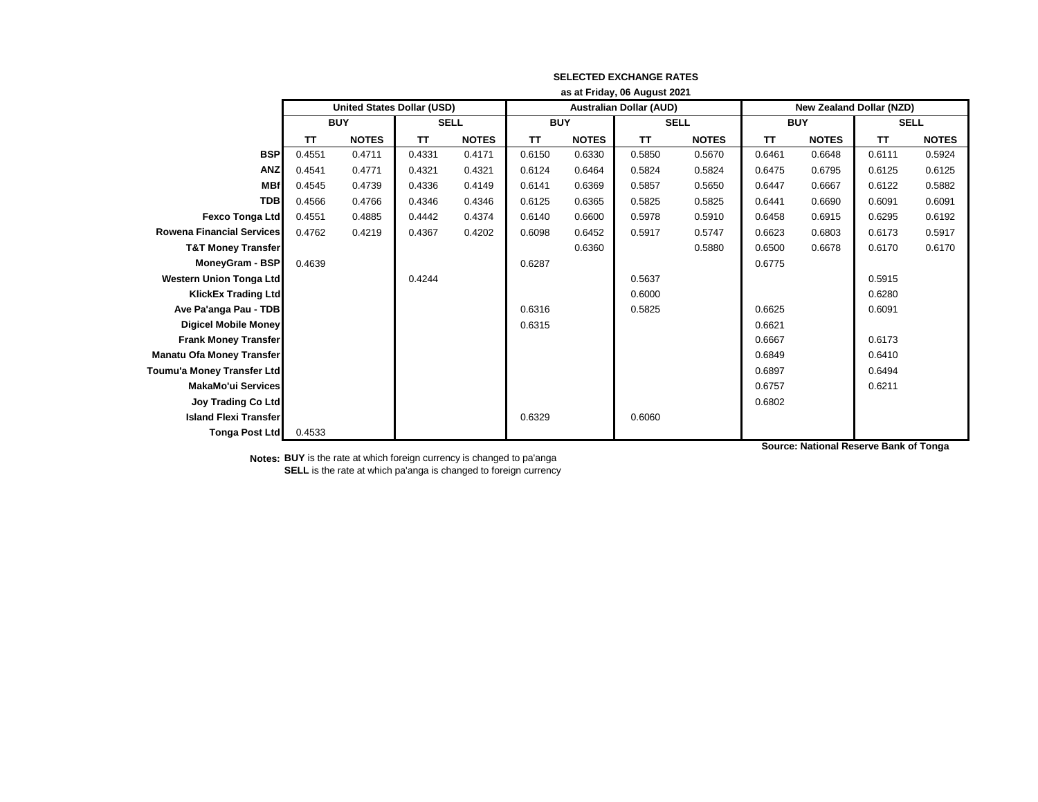**SELECTED EXCHANGE RATES**

**as at Friday, 06 August 2021**

| | United States Dollar (USD) | | | | Australian Dollar (AUD) | | | | New Zealand Dollar (NZD) | | | |
|---|---|---|---|---|---|---|---|---|---|---|---|---|
| | BUY | | SELL | | BUY | | SELL | | BUY | | SELL | |
| | TT | NOTES | TT | NOTES | TT | NOTES | TT | NOTES | TT | NOTES | TT | NOTES |
| **BSP** | 0.4551 | 0.4711 | 0.4331 | 0.4171 | 0.6150 | 0.6330 | 0.5850 | 0.5670 | 0.6461 | 0.6648 | 0.6111 | 0.5924 |
| **ANZ** | 0.4541 | 0.4771 | 0.4321 | 0.4321 | 0.6124 | 0.6464 | 0.5824 | 0.5824 | 0.6475 | 0.6795 | 0.6125 | 0.6125 |
| **MBf** | 0.4545 | 0.4739 | 0.4336 | 0.4149 | 0.6141 | 0.6369 | 0.5857 | 0.5650 | 0.6447 | 0.6667 | 0.6122 | 0.5882 |
| **TDB** | 0.4566 | 0.4766 | 0.4346 | 0.4346 | 0.6125 | 0.6365 | 0.5825 | 0.5825 | 0.6441 | 0.6690 | 0.6091 | 0.6091 |
| **Fexco Tonga Ltd** | 0.4551 | 0.4885 | 0.4442 | 0.4374 | 0.6140 | 0.6600 | 0.5978 | 0.5910 | 0.6458 | 0.6915 | 0.6295 | 0.6192 |
| **Rowena Financial Services** | 0.4762 | 0.4219 | 0.4367 | 0.4202 | 0.6098 | 0.6452 | 0.5917 | 0.5747 | 0.6623 | 0.6803 | 0.6173 | 0.5917 |
| **T&T Money Transfer** | | | | | | 0.6360 | | 0.5880 | 0.6500 | 0.6678 | 0.6170 | 0.6170 |
| **MoneyGram - BSP** | 0.4639 | | | | 0.6287 | | | | 0.6775 | | | |
| **Western Union Tonga Ltd** | | | 0.4244 | | | | 0.5637 | | | | 0.5915 | |
| **KlickEx Trading Ltd** | | | | | | | 0.6000 | | | | 0.6280 | |
| **Ave Pa'anga Pau - TDB** | | | | | 0.6316 | | 0.5825 | | 0.6625 | | 0.6091 | |
| **Digicel Mobile Money** | | | | | 0.6315 | | | | 0.6621 | | | |
| **Frank Money Transfer** | | | | | | | | | 0.6667 | | 0.6173 | |
| **Manatu Ofa Money Transfer** | | | | | | | | | 0.6849 | | 0.6410 | |
| **Toumu'a Money Transfer Ltd** | | | | | | | | | 0.6897 | | 0.6494 | |
| **MakaMo'ui Services** | | | | | | | | | 0.6757 | | 0.6211 | |
| **Joy Trading Co Ltd** | | | | | | | | | 0.6802 | | | |
| **Island Flexi Transfer** | | | | | 0.6329 | | 0.6060 | | | | | |
| **Tonga Post Ltd** | 0.4533 | | | | | | | | | | | |

**Source: National Reserve Bank of Tonga**

**Notes:** **BUY** is the rate at which foreign currency is changed to pa'anga
**SELL** is the rate at which pa'anga is changed to foreign currency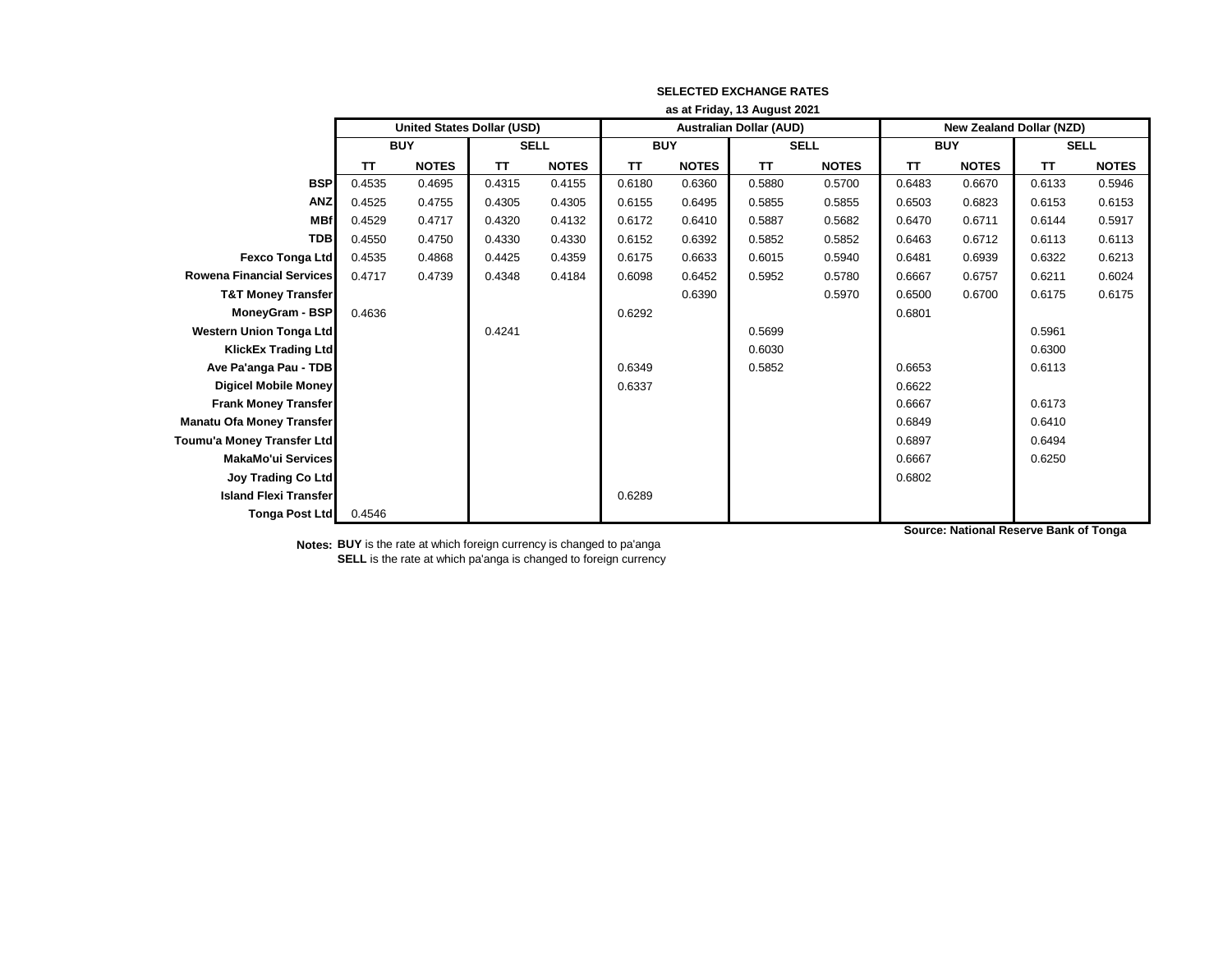**SELECTED EXCHANGE RATES**

**as at Friday, 13 August 2021**

| | United States Dollar (USD) | | | | Australian Dollar (AUD) | | | | New Zealand Dollar (NZD) | | | |
|---|---|---|---|---|---|---|---|---|---|---|---|---|
| | BUY | | SELL | | BUY | | SELL | | BUY | | SELL | |
| | TT | NOTES | TT | NOTES | TT | NOTES | TT | NOTES | TT | NOTES | TT | NOTES |
| **BSP** | 0.4535 | 0.4695 | 0.4315 | 0.4155 | 0.6180 | 0.6360 | 0.5880 | 0.5700 | 0.6483 | 0.6670 | 0.6133 | 0.5946 |
| **ANZ** | 0.4525 | 0.4755 | 0.4305 | 0.4305 | 0.6155 | 0.6495 | 0.5855 | 0.5855 | 0.6503 | 0.6823 | 0.6153 | 0.6153 |
| **MBf** | 0.4529 | 0.4717 | 0.4320 | 0.4132 | 0.6172 | 0.6410 | 0.5887 | 0.5682 | 0.6470 | 0.6711 | 0.6144 | 0.5917 |
| **TDB** | 0.4550 | 0.4750 | 0.4330 | 0.4330 | 0.6152 | 0.6392 | 0.5852 | 0.5852 | 0.6463 | 0.6712 | 0.6113 | 0.6113 |
| **Fexco Tonga Ltd** | 0.4535 | 0.4868 | 0.4425 | 0.4359 | 0.6175 | 0.6633 | 0.6015 | 0.5940 | 0.6481 | 0.6939 | 0.6322 | 0.6213 |
| **Rowena Financial Services** | 0.4717 | 0.4739 | 0.4348 | 0.4184 | 0.6098 | 0.6452 | 0.5952 | 0.5780 | 0.6667 | 0.6757 | 0.6211 | 0.6024 |
| **T&T Money Transfer** | | | | | | 0.6390 | | 0.5970 | 0.6500 | 0.6700 | 0.6175 | 0.6175 |
| **MoneyGram - BSP** | 0.4636 | | | | 0.6292 | | | | 0.6801 | | | |
| **Western Union Tonga Ltd** | | | 0.4241 | | | | 0.5699 | | | | 0.5961 | |
| **KlickEx Trading Ltd** | | | | | | | 0.6030 | | | | 0.6300 | |
| **Ave Pa'anga Pau - TDB** | | | | | 0.6349 | | 0.5852 | | 0.6653 | | 0.6113 | |
| **Digicel Mobile Money** | | | | | 0.6337 | | | | 0.6622 | | | |
| **Frank Money Transfer** | | | | | | | | | 0.6667 | | 0.6173 | |
| **Manatu Ofa Money Transfer** | | | | | | | | | 0.6849 | | 0.6410 | |
| **Toumu'a Money Transfer Ltd** | | | | | | | | | 0.6897 | | 0.6494 | |
| **MakaMo'ui Services** | | | | | | | | | 0.6667 | | 0.6250 | |
| **Joy Trading Co Ltd** | | | | | | | | | 0.6802 | | | |
| **Island Flexi Transfer** | | | | | 0.6289 | | | | | | | |
| **Tonga Post Ltd** | 0.4546 | | | | | | | | | | | |

**Source: National Reserve Bank of Tonga**

**Notes:** **BUY** is the rate at which foreign currency is changed to pa'anga
**SELL** is the rate at which pa'anga is changed to foreign currency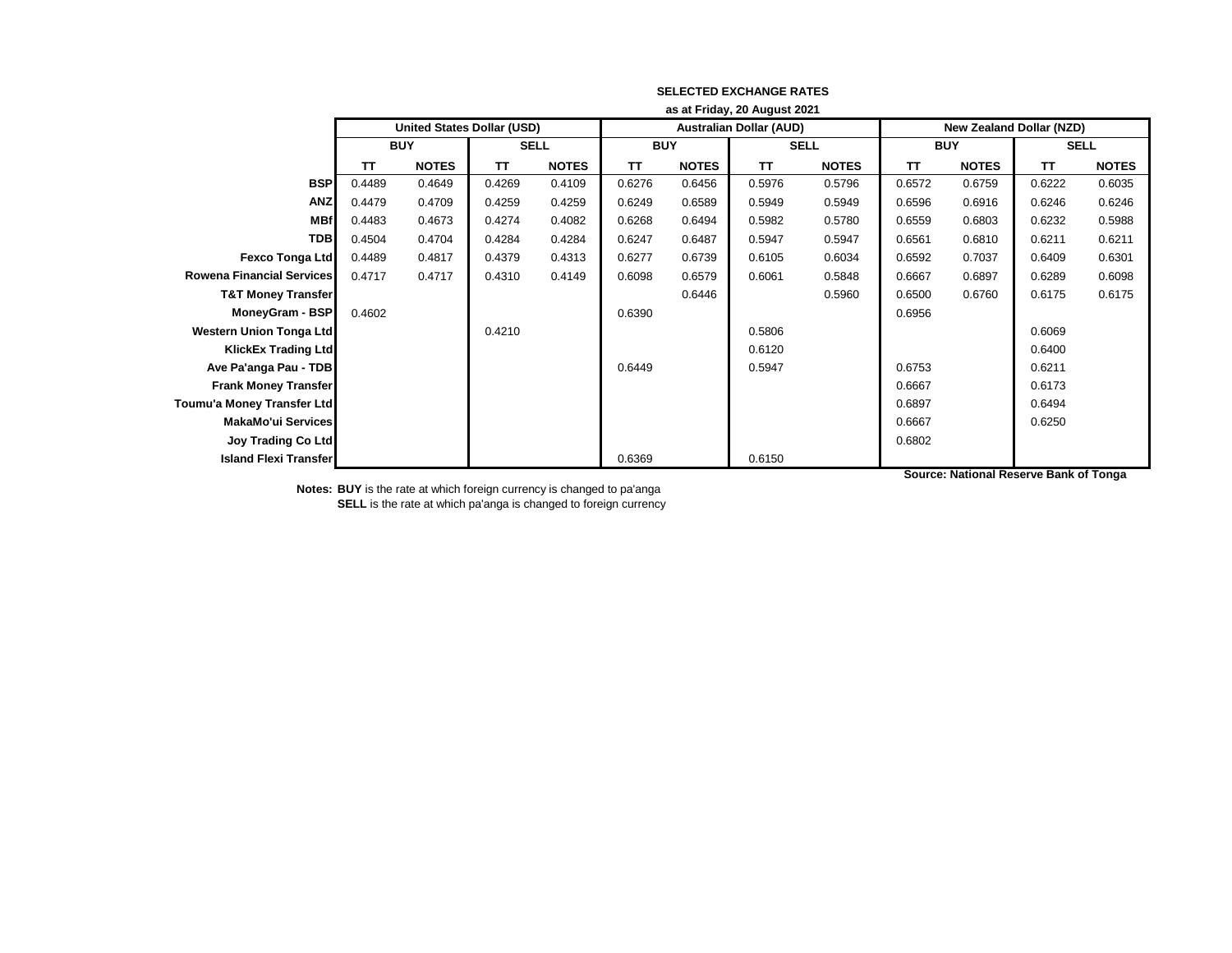**SELECTED EXCHANGE RATES**

**as at Friday, 20 August 2021**

| | **United States Dollar (USD)** | | | | **Australian Dollar (AUD)** | | | | **New Zealand Dollar (NZD)** | | | |
|---|---|---|---|---|---|---|---|---|---|---|---|---|
| | **BUY** | | **SELL** | | **BUY** | | **SELL** | | **BUY** | | **SELL** | |
| | **TT** | **NOTES** | **TT** | **NOTES** | **TT** | **NOTES** | **TT** | **NOTES** | **TT** | **NOTES** | **TT** | **NOTES** |
| **BSP** | 0.4489 | 0.4649 | 0.4269 | 0.4109 | 0.6276 | 0.6456 | 0.5976 | 0.5796 | 0.6572 | 0.6759 | 0.6222 | 0.6035 |
| **ANZ** | 0.4479 | 0.4709 | 0.4259 | 0.4259 | 0.6249 | 0.6589 | 0.5949 | 0.5949 | 0.6596 | 0.6916 | 0.6246 | 0.6246 |
| **MBf** | 0.4483 | 0.4673 | 0.4274 | 0.4082 | 0.6268 | 0.6494 | 0.5982 | 0.5780 | 0.6559 | 0.6803 | 0.6232 | 0.5988 |
| **TDB** | 0.4504 | 0.4704 | 0.4284 | 0.4284 | 0.6247 | 0.6487 | 0.5947 | 0.5947 | 0.6561 | 0.6810 | 0.6211 | 0.6211 |
| **Fexco Tonga Ltd** | 0.4489 | 0.4817 | 0.4379 | 0.4313 | 0.6277 | 0.6739 | 0.6105 | 0.6034 | 0.6592 | 0.7037 | 0.6409 | 0.6301 |
| **Rowena Financial Services** | 0.4717 | 0.4717 | 0.4310 | 0.4149 | 0.6098 | 0.6579 | 0.6061 | 0.5848 | 0.6667 | 0.6897 | 0.6289 | 0.6098 |
| **T&T Money Transfer** | | | | | | 0.6446 | | 0.5960 | 0.6500 | 0.6760 | 0.6175 | 0.6175 |
| **MoneyGram - BSP** | 0.4602 | | | | 0.6390 | | | | 0.6956 | | | |
| **Western Union Tonga Ltd** | | | 0.4210 | | | | 0.5806 | | | | 0.6069 | |
| **KlickEx Trading Ltd** | | | | | | | 0.6120 | | | | 0.6400 | |
| **Ave Pa'anga Pau - TDB** | | | | | 0.6449 | | 0.5947 | | 0.6753 | | 0.6211 | |
| **Frank Money Transfer** | | | | | | | | | 0.6667 | | 0.6173 | |
| **Toumu'a Money Transfer Ltd** | | | | | | | | | 0.6897 | | 0.6494 | |
| **MakaMo'ui Services** | | | | | | | | | 0.6667 | | 0.6250 | |
| **Joy Trading Co Ltd** | | | | | | | | | 0.6802 | | | |
| **Island Flexi Transfer** | | | | | 0.6369 | | 0.6150 | | | | | |

**Source: National Reserve Bank of Tonga**

**Notes:** **BUY** is the rate at which foreign currency is changed to pa'anga
**SELL** is the rate at which pa'anga is changed to foreign currency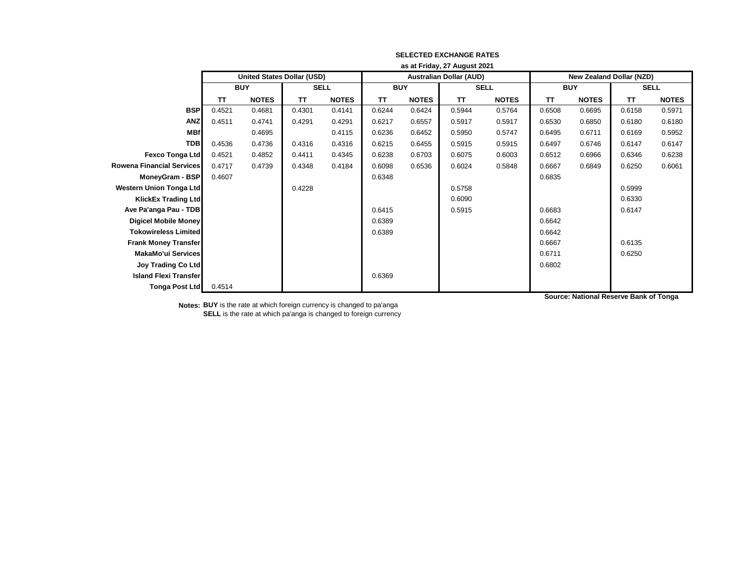**SELECTED EXCHANGE RATES**

**as at Friday, 27 August 2021**

| | United States Dollar (USD) | | | | Australian Dollar (AUD) | | | | New Zealand Dollar (NZD) | | | |
|---|---|---|---|---|---|---|---|---|---|---|---|---|
| | BUY | | SELL | | BUY | | SELL | | BUY | | SELL | |
| | TT | NOTES | TT | NOTES | TT | NOTES | TT | NOTES | TT | NOTES | TT | NOTES |
| **BSP** | 0.4521 | 0.4681 | 0.4301 | 0.4141 | 0.6244 | 0.6424 | 0.5944 | 0.5764 | 0.6508 | 0.6695 | 0.6158 | 0.5971 |
| **ANZ** | 0.4511 | 0.4741 | 0.4291 | 0.4291 | 0.6217 | 0.6557 | 0.5917 | 0.5917 | 0.6530 | 0.6850 | 0.6180 | 0.6180 |
| **MBf** | | 0.4695 | | 0.4115 | 0.6236 | 0.6452 | 0.5950 | 0.5747 | 0.6495 | 0.6711 | 0.6169 | 0.5952 |
| **TDB** | 0.4536 | 0.4736 | 0.4316 | 0.4316 | 0.6215 | 0.6455 | 0.5915 | 0.5915 | 0.6497 | 0.6746 | 0.6147 | 0.6147 |
| **Fexco Tonga Ltd** | 0.4521 | 0.4852 | 0.4411 | 0.4345 | 0.6238 | 0.6703 | 0.6075 | 0.6003 | 0.6512 | 0.6966 | 0.6346 | 0.6238 |
| **Rowena Financial Services** | 0.4717 | 0.4739 | 0.4348 | 0.4184 | 0.6098 | 0.6536 | 0.6024 | 0.5848 | 0.6667 | 0.6849 | 0.6250 | 0.6061 |
| **MoneyGram - BSP** | 0.4607 | | | | 0.6348 | | | | 0.6835 | | | |
| **Western Union Tonga Ltd** | | | 0.4228 | | | | 0.5758 | | | | 0.5999 | |
| **KlickEx Trading Ltd** | | | | | | | 0.6090 | | | | 0.6330 | |
| **Ave Pa'anga Pau - TDB** | | | | | 0.6415 | | 0.5915 | | 0.6683 | | 0.6147 | |
| **Digicel Mobile Money** | | | | | 0.6389 | | | | 0.6642 | | | |
| **Tokowireless Limited** | | | | | 0.6389 | | | | 0.6642 | | | |
| **Frank Money Transfer** | | | | | | | | | 0.6667 | | 0.6135 | |
| **MakaMo'ui Services** | | | | | | | | | 0.6711 | | 0.6250 | |
| **Joy Trading Co Ltd** | | | | | | | | | 0.6802 | | | |
| **Island Flexi Transfer** | | | | | 0.6369 | | | | | | | |
| **Tonga Post Ltd** | 0.4514 | | | | | | | | | | | |

**Source: National Reserve Bank of Tonga**

**Notes:** **BUY** is the rate at which foreign currency is changed to pa'anga
**SELL** is the rate at which pa'anga is changed to foreign currency